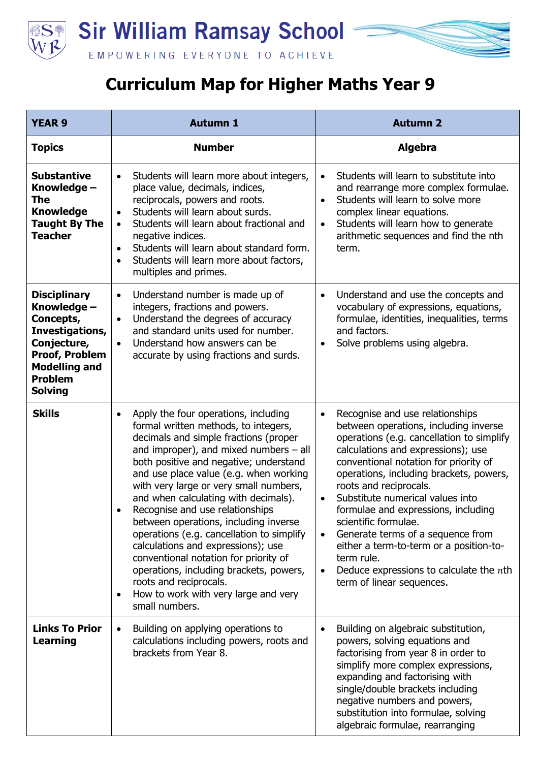Sir William Ramsay School

EMPOWERING EVERYONE TO ACHIEVE

# Curriculum Map for Higher Maths Year 9

| YEAR 9 | Autumn 1 | Autumn 2 |
|---|---|---|
| **Topics** | **Number** | **Algebra** |
| **Substantive Knowledge – The Knowledge Taught By The Teacher** | • Students will learn more about integers, place value, decimals, indices, reciprocals, powers and roots.<br>• Students will learn about surds.<br>• Students will learn about fractional and negative indices.<br>• Students will learn about standard form.<br>• Students will learn more about factors, multiples and primes. | • Students will learn to substitute into and rearrange more complex formulae.<br>• Students will learn to solve more complex linear equations.<br>• Students will learn how to generate arithmetic sequences and find the nth term. |
| **Disciplinary Knowledge – Concepts, Investigations, Conjecture, Proof, Problem Modelling and Problem Solving** | • Understand number is made up of integers, fractions and powers.<br>• Understand the degrees of accuracy and standard units used for number.<br>• Understand how answers can be accurate by using fractions and surds. | • Understand and use the concepts and vocabulary of expressions, equations, formulae, identities, inequalities, terms and factors.<br>• Solve problems using algebra. |
| **Skills** | • Apply the four operations, including formal written methods, to integers, decimals and simple fractions (proper and improper), and mixed numbers – all both positive and negative; understand and use place value (e.g. when working with very large or very small numbers, and when calculating with decimals).<br>• Recognise and use relationships between operations, including inverse operations (e.g. cancellation to simplify calculations and expressions); use conventional notation for priority of operations, including brackets, powers, roots and reciprocals.<br>• How to work with very large and very small numbers. | • Recognise and use relationships between operations, including inverse operations (e.g. cancellation to simplify calculations and expressions); use conventional notation for priority of operations, including brackets, powers, roots and reciprocals.<br>• Substitute numerical values into formulae and expressions, including scientific formulae.<br>• Generate terms of a sequence from either a term-to-term or a position-to-term rule.<br>• Deduce expressions to calculate the $n$th term of linear sequences. |
| **Links To Prior Learning** | • Building on applying operations to calculations including powers, roots and brackets from Year 8. | • Building on algebraic substitution, powers, solving equations and factorising from year 8 in order to simplify more complex expressions, expanding and factorising with single/double brackets including negative numbers and powers, substitution into formulae, solving algebraic formulae, rearranging |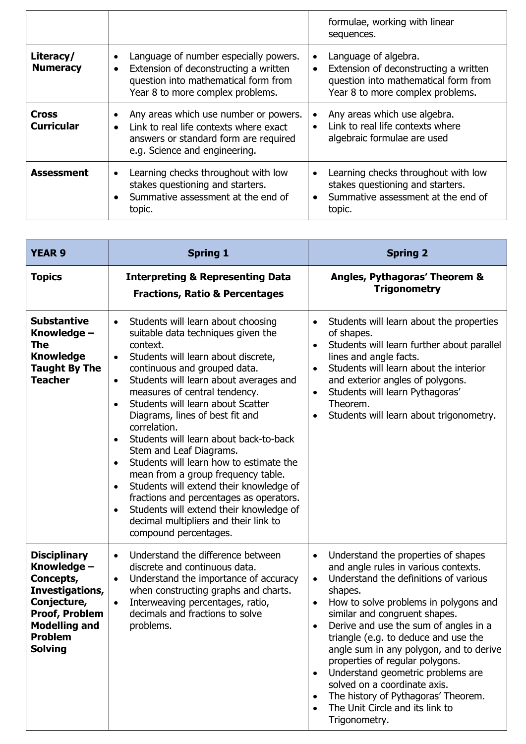| | | |
|---|---|---|
| | | formulae, working with linear sequences. |
| **Literacy/ Numeracy** | • Language of number especially powers.<br>• Extension of deconstructing a written question into mathematical form from Year 8 to more complex problems. | • Language of algebra.<br>• Extension of deconstructing a written question into mathematical form from Year 8 to more complex problems. |
| **Cross Curricular** | • Any areas which use number or powers.<br>• Link to real life contexts where exact answers or standard form are required e.g. Science and engineering. | • Any areas which use algebra.<br>• Link to real life contexts where algebraic formulae are used |
| **Assessment** | • Learning checks throughout with low stakes questioning and starters.<br>• Summative assessment at the end of topic. | • Learning checks throughout with low stakes questioning and starters.<br>• Summative assessment at the end of topic. |

| **YEAR 9** | **Spring 1** | **Spring 2** |
|---|---|---|
| **Topics** | **Interpreting & Representing Data**<br>**Fractions, Ratio & Percentages** | **Angles, Pythagoras' Theorem & Trigonometry** |
| **Substantive Knowledge – The Knowledge Taught By The Teacher** | • Students will learn about choosing suitable data techniques given the context.<br>• Students will learn about discrete, continuous and grouped data.<br>• Students will learn about averages and measures of central tendency.<br>• Students will learn about Scatter Diagrams, lines of best fit and correlation.<br>• Students will learn about back-to-back Stem and Leaf Diagrams.<br>• Students will learn how to estimate the mean from a group frequency table.<br>• Students will extend their knowledge of fractions and percentages as operators.<br>• Students will extend their knowledge of decimal multipliers and their link to compound percentages. | • Students will learn about the properties of shapes.<br>• Students will learn further about parallel lines and angle facts.<br>• Students will learn about the interior and exterior angles of polygons.<br>• Students will learn Pythagoras' Theorem.<br>• Students will learn about trigonometry. |
| **Disciplinary Knowledge – Concepts, Investigations, Conjecture, Proof, Problem Modelling and Problem Solving** | • Understand the difference between discrete and continuous data.<br>• Understand the importance of accuracy when constructing graphs and charts.<br>• Interweaving percentages, ratio, decimals and fractions to solve problems. | • Understand the properties of shapes and angle rules in various contexts.<br>• Understand the definitions of various shapes.<br>• How to solve problems in polygons and similar and congruent shapes.<br>• Derive and use the sum of angles in a triangle (e.g. to deduce and use the angle sum in any polygon, and to derive properties of regular polygons.<br>• Understand geometric problems are solved on a coordinate axis.<br>• The history of Pythagoras' Theorem.<br>• The Unit Circle and its link to Trigonometry. |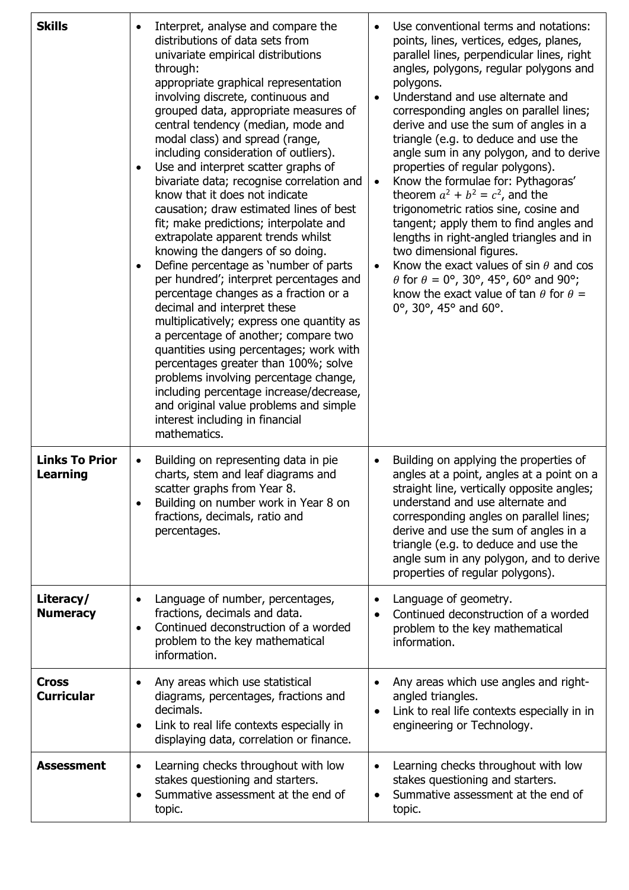| | | |
|---|---|---|
| **Skills** | • Interpret, analyse and compare the distributions of data sets from univariate empirical distributions through: appropriate graphical representation involving discrete, continuous and grouped data, appropriate measures of central tendency (median, mode and modal class) and spread (range, including consideration of outliers).<br>• Use and interpret scatter graphs of bivariate data; recognise correlation and know that it does not indicate causation; draw estimated lines of best fit; make predictions; interpolate and extrapolate apparent trends whilst knowing the dangers of so doing.<br>• Define percentage as 'number of parts per hundred'; interpret percentages and percentage changes as a fraction or a decimal and interpret these multiplicatively; express one quantity as a percentage of another; compare two quantities using percentages; work with percentages greater than 100%; solve problems involving percentage change, including percentage increase/decrease, and original value problems and simple interest including in financial mathematics. | • Use conventional terms and notations: points, lines, vertices, edges, planes, parallel lines, perpendicular lines, right angles, polygons, regular polygons and polygons.<br>• Understand and use alternate and corresponding angles on parallel lines; derive and use the sum of angles in a triangle (e.g. to deduce and use the angle sum in any polygon, and to derive properties of regular polygons).<br>• Know the formulae for: Pythagoras' theorem $a^2 + b^2 = c^2$, and the trigonometric ratios sine, cosine and tangent; apply them to find angles and lengths in right-angled triangles and in two dimensional figures.<br>• Know the exact values of sin $\theta$ and cos $\theta$ for $\theta$ = 0°, 30°, 45°, 60° and 90°; know the exact value of tan $\theta$ for $\theta$ = 0°, 30°, 45° and 60°. |
| **Links To Prior Learning** | • Building on representing data in pie charts, stem and leaf diagrams and scatter graphs from Year 8.<br>• Building on number work in Year 8 on fractions, decimals, ratio and percentages. | • Building on applying the properties of angles at a point, angles at a point on a straight line, vertically opposite angles; understand and use alternate and corresponding angles on parallel lines; derive and use the sum of angles in a triangle (e.g. to deduce and use the angle sum in any polygon, and to derive properties of regular polygons). |
| **Literacy/ Numeracy** | • Language of number, percentages, fractions, decimals and data.<br>• Continued deconstruction of a worded problem to the key mathematical information. | • Language of geometry.<br>• Continued deconstruction of a worded problem to the key mathematical information. |
| **Cross Curricular** | • Any areas which use statistical diagrams, percentages, fractions and decimals.<br>• Link to real life contexts especially in displaying data, correlation or finance. | • Any areas which use angles and right-angled triangles.<br>• Link to real life contexts especially in in engineering or Technology. |
| **Assessment** | • Learning checks throughout with low stakes questioning and starters.<br>• Summative assessment at the end of topic. | • Learning checks throughout with low stakes questioning and starters.<br>• Summative assessment at the end of topic. |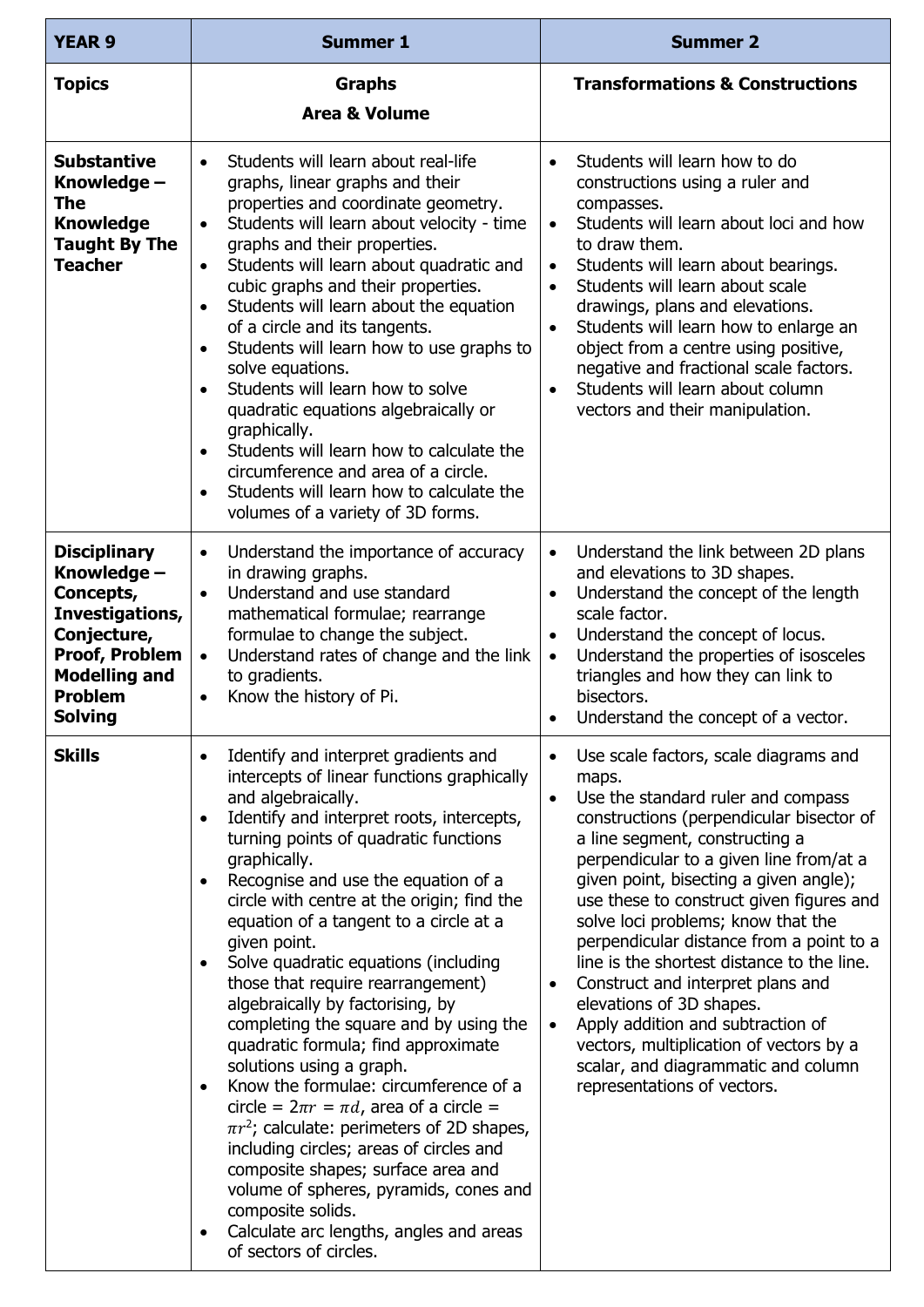| YEAR 9 | Summer 1 | Summer 2 |
|---|---|---|
| **Topics** | **Graphs**<br>**Area & Volume** | **Transformations & Constructions** |
| **Substantive Knowledge – The Knowledge Taught By The Teacher** | • Students will learn about real-life graphs, linear graphs and their properties and coordinate geometry.<br>• Students will learn about velocity - time graphs and their properties.<br>• Students will learn about quadratic and cubic graphs and their properties.<br>• Students will learn about the equation of a circle and its tangents.<br>• Students will learn how to use graphs to solve equations.<br>• Students will learn how to solve quadratic equations algebraically or graphically.<br>• Students will learn how to calculate the circumference and area of a circle.<br>• Students will learn how to calculate the volumes of a variety of 3D forms. | • Students will learn how to do constructions using a ruler and compasses.<br>• Students will learn about loci and how to draw them.<br>• Students will learn about bearings.<br>• Students will learn about scale drawings, plans and elevations.<br>• Students will learn how to enlarge an object from a centre using positive, negative and fractional scale factors.<br>• Students will learn about column vectors and their manipulation. |
| **Disciplinary Knowledge – Concepts, Investigations, Conjecture, Proof, Problem Modelling and Problem Solving** | • Understand the importance of accuracy in drawing graphs.<br>• Understand and use standard mathematical formulae; rearrange formulae to change the subject.<br>• Understand rates of change and the link to gradients.<br>• Know the history of Pi. | • Understand the link between 2D plans and elevations to 3D shapes.<br>• Understand the concept of the length scale factor.<br>• Understand the concept of locus.<br>• Understand the properties of isosceles triangles and how they can link to bisectors.<br>• Understand the concept of a vector. |
| **Skills** | • Identify and interpret gradients and intercepts of linear functions graphically and algebraically.<br>• Identify and interpret roots, intercepts, turning points of quadratic functions graphically.<br>• Recognise and use the equation of a circle with centre at the origin; find the equation of a tangent to a circle at a given point.<br>• Solve quadratic equations (including those that require rearrangement) algebraically by factorising, by completing the square and by using the quadratic formula; find approximate solutions using a graph.<br>• Know the formulae: circumference of a circle = $2\pi r = \pi d$, area of a circle = $\pi r^2$; calculate: perimeters of 2D shapes, including circles; areas of circles and composite shapes; surface area and volume of spheres, pyramids, cones and composite solids.<br>• Calculate arc lengths, angles and areas of sectors of circles. | • Use scale factors, scale diagrams and maps.<br>• Use the standard ruler and compass constructions (perpendicular bisector of a line segment, constructing a perpendicular to a given line from/at a given point, bisecting a given angle); use these to construct given figures and solve loci problems; know that the perpendicular distance from a point to a line is the shortest distance to the line.<br>• Construct and interpret plans and elevations of 3D shapes.<br>• Apply addition and subtraction of vectors, multiplication of vectors by a scalar, and diagrammatic and column representations of vectors. |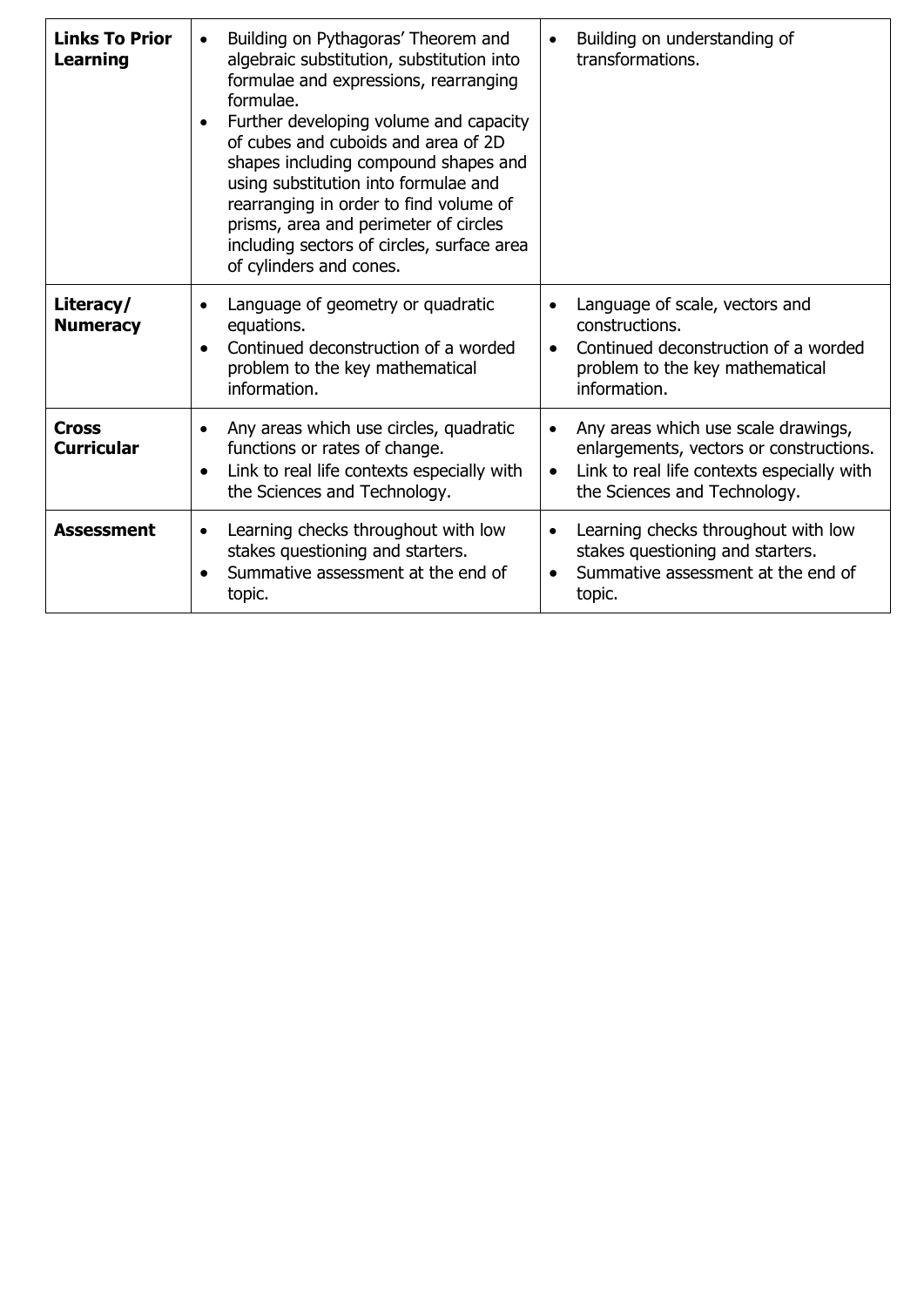| | | |
|---|---|---|
| **Links To Prior Learning** | • Building on Pythagoras' Theorem and algebraic substitution, substitution into formulae and expressions, rearranging formulae.<br>• Further developing volume and capacity of cubes and cuboids and area of 2D shapes including compound shapes and using substitution into formulae and rearranging in order to find volume of prisms, area and perimeter of circles including sectors of circles, surface area of cylinders and cones. | • Building on understanding of transformations. |
| **Literacy/ Numeracy** | • Language of geometry or quadratic equations.<br>• Continued deconstruction of a worded problem to the key mathematical information. | • Language of scale, vectors and constructions.<br>• Continued deconstruction of a worded problem to the key mathematical information. |
| **Cross Curricular** | • Any areas which use circles, quadratic functions or rates of change.<br>• Link to real life contexts especially with the Sciences and Technology. | • Any areas which use scale drawings, enlargements, vectors or constructions.<br>• Link to real life contexts especially with the Sciences and Technology. |
| **Assessment** | • Learning checks throughout with low stakes questioning and starters.<br>• Summative assessment at the end of topic. | • Learning checks throughout with low stakes questioning and starters.<br>• Summative assessment at the end of topic. |